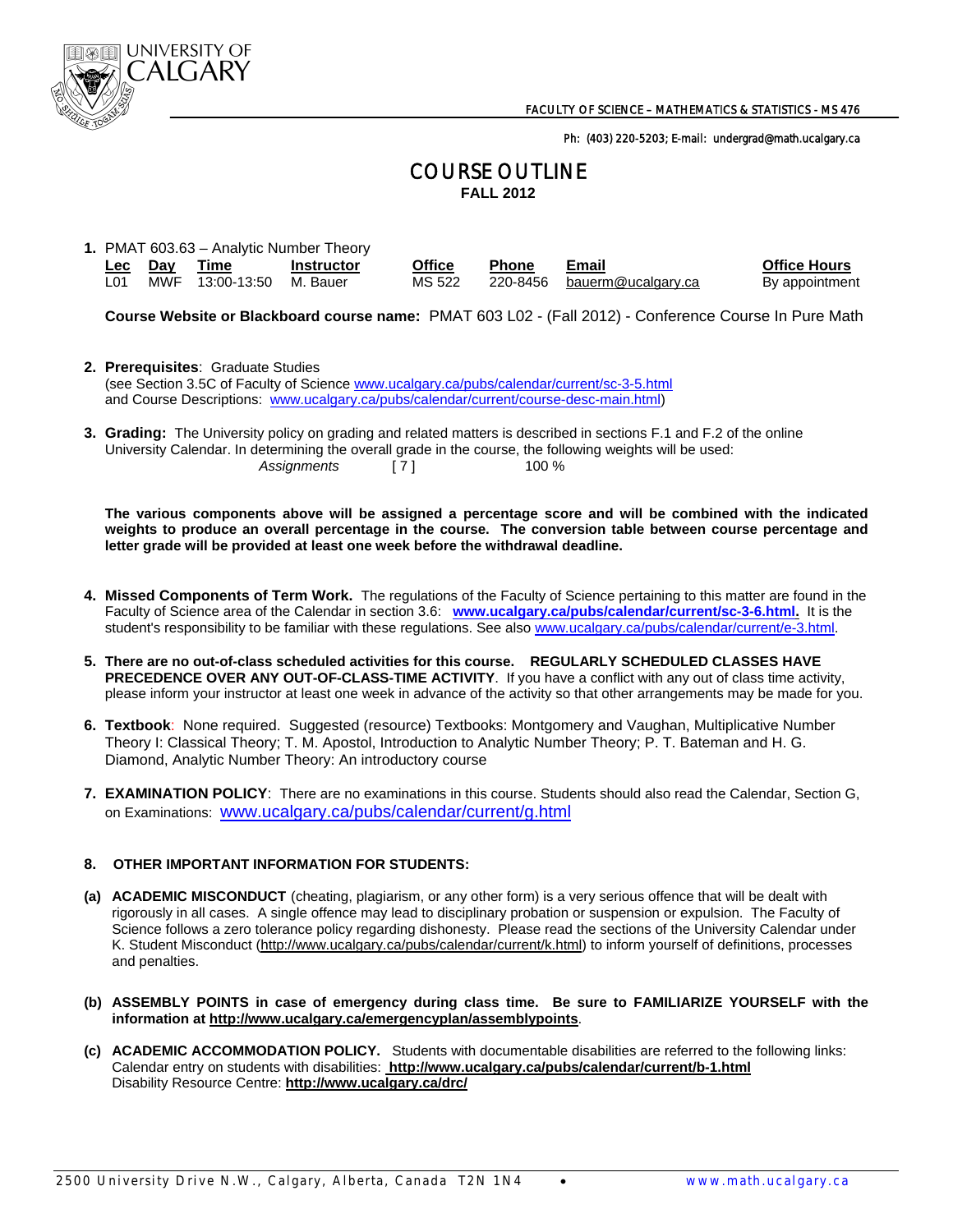UNIVERSITY OF CALGARY

FACULTY OF SCIENCE – MATHEMATICS & STATISTICS - MS 476

Ph: (403) 220-5203; E-mail: undergrad@math.ucalgary.ca

# COURSE OUTLINE

**FALL 2012**

**1.** PMAT 603.63 – Analytic Number Theory

| Lec | Day | Time | Instructor | Office | Phone | Email | Office Hours |
|---|---|---|---|---|---|---|---|
| L01 | MWF | 13:00-13:50 | M. Bauer | MS 522 | 220-8456 | bauerm@ucalgary.ca | By appointment |

**Course Website or Blackboard course name:** PMAT 603 L02 - (Fall 2012) - Conference Course In Pure Math

**2. Prerequisites**: Graduate Studies
(see Section 3.5C of Faculty of Science www.ucalgary.ca/pubs/calendar/current/sc-3-5.html and Course Descriptions: www.ucalgary.ca/pubs/calendar/current/course-desc-main.html)

**3. Grading:** The University policy on grading and related matters is described in sections F.1 and F.2 of the online University Calendar. In determining the overall grade in the course, the following weights will be used:

| | | |
|---|---|---|
| *Assignments* | [ 7 ] | 100 % |

**The various components above will be assigned a percentage score and will be combined with the indicated weights to produce an overall percentage in the course. The conversion table between course percentage and letter grade will be provided at least one week before the withdrawal deadline.**

**4. Missed Components of Term Work.** The regulations of the Faculty of Science pertaining to this matter are found in the Faculty of Science area of the Calendar in section 3.6: **www.ucalgary.ca/pubs/calendar/current/sc-3-6.html.** It is the student's responsibility to be familiar with these regulations. See also www.ucalgary.ca/pubs/calendar/current/e-3.html.

**5. There are no out-of-class scheduled activities for this course. REGULARLY SCHEDULED CLASSES HAVE PRECEDENCE OVER ANY OUT-OF-CLASS-TIME ACTIVITY**. If you have a conflict with any out of class time activity, please inform your instructor at least one week in advance of the activity so that other arrangements may be made for you.

**6. Textbook**: None required. Suggested (resource) Textbooks: Montgomery and Vaughan, Multiplicative Number Theory I: Classical Theory; T. M. Apostol, Introduction to Analytic Number Theory; P. T. Bateman and H. G. Diamond, Analytic Number Theory: An introductory course

**7. EXAMINATION POLICY**: There are no examinations in this course. Students should also read the Calendar, Section G, on Examinations: www.ucalgary.ca/pubs/calendar/current/g.html

**8. OTHER IMPORTANT INFORMATION FOR STUDENTS:**

**(a) ACADEMIC MISCONDUCT** (cheating, plagiarism, or any other form) is a very serious offence that will be dealt with rigorously in all cases. A single offence may lead to disciplinary probation or suspension or expulsion. The Faculty of Science follows a zero tolerance policy regarding dishonesty. Please read the sections of the University Calendar under K. Student Misconduct (http://www.ucalgary.ca/pubs/calendar/current/k.html) to inform yourself of definitions, processes and penalties.

**(b) ASSEMBLY POINTS in case of emergency during class time. Be sure to FAMILIARIZE YOURSELF with the information at http://www.ucalgary.ca/emergencyplan/assemblypoints**.

**(c) ACADEMIC ACCOMMODATION POLICY.** Students with documentable disabilities are referred to the following links: Calendar entry on students with disabilities: **http://www.ucalgary.ca/pubs/calendar/current/b-1.html**
Disability Resource Centre: **http://www.ucalgary.ca/drc/**

2500 University Drive N.W., Calgary, Alberta, Canada T2N 1N4 • www.math.ucalgary.ca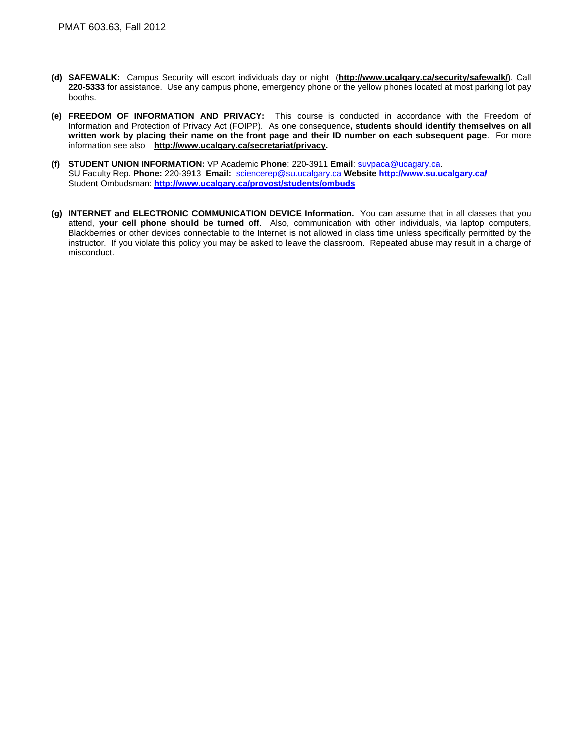**(d) SAFEWALK:** Campus Security will escort individuals day or night (**http://www.ucalgary.ca/security/safewalk/**). Call **220-5333** for assistance. Use any campus phone, emergency phone or the yellow phones located at most parking lot pay booths.

**(e) FREEDOM OF INFORMATION AND PRIVACY:** This course is conducted in accordance with the Freedom of Information and Protection of Privacy Act (FOIPP). As one consequence**, students should identify themselves on all written work by placing their name on the front page and their ID number on each subsequent page**. For more information see also **http://www.ucalgary.ca/secretariat/privacy.**

**(f) STUDENT UNION INFORMATION:** VP Academic **Phone**: 220-3911 **Email**: suvpaca@ucagary.ca.
SU Faculty Rep. **Phone:** 220-3913 **Email:** sciencerep@su.ucalgary.ca **Website** **http://www.su.ucalgary.ca/**
Student Ombudsman: **http://www.ucalgary.ca/provost/students/ombuds**

**(g) INTERNET and ELECTRONIC COMMUNICATION DEVICE Information.** You can assume that in all classes that you attend, **your cell phone should be turned off**. Also, communication with other individuals, via laptop computers, Blackberries or other devices connectable to the Internet is not allowed in class time unless specifically permitted by the instructor. If you violate this policy you may be asked to leave the classroom. Repeated abuse may result in a charge of misconduct.